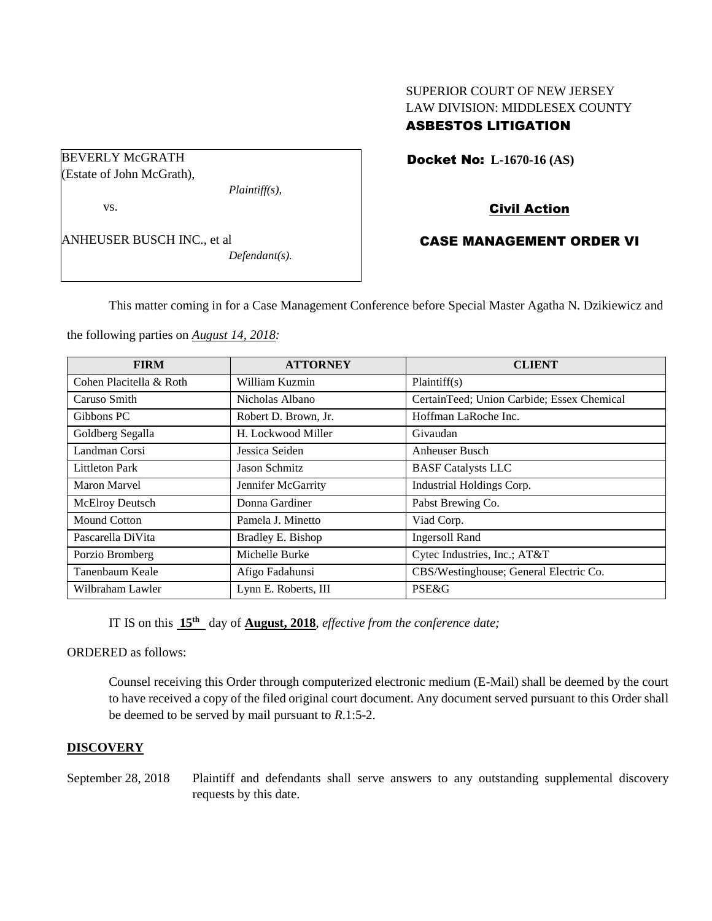SUPERIOR COURT OF NEW JERSEY
LAW DIVISION: MIDDLESEX COUNTY
**ASBESTOS LITIGATION**

BEVERLY McGRATH
(Estate of John McGrath),
*Plaintiff(s),*

vs.

ANHEUSER BUSCH INC., et al
*Defendant(s).*

**Docket No: L-1670-16 (AS)**

**Civil Action**

**CASE MANAGEMENT ORDER VI**

This matter coming in for a Case Management Conference before Special Master Agatha N. Dzikiewicz and the following parties on *August 14, 2018:*

| FIRM | ATTORNEY | CLIENT |
| --- | --- | --- |
| Cohen Placitella & Roth | William Kuzmin | Plaintiff(s) |
| Caruso Smith | Nicholas Albano | CertainTeed; Union Carbide; Essex Chemical |
| Gibbons PC | Robert D. Brown, Jr. | Hoffman LaRoche Inc. |
| Goldberg Segalla | H. Lockwood Miller | Givaudan |
| Landman Corsi | Jessica Seiden | Anheuser Busch |
| Littleton Park | Jason Schmitz | BASF Catalysts LLC |
| Maron Marvel | Jennifer McGarrity | Industrial Holdings Corp. |
| McElroy Deutsch | Donna Gardiner | Pabst Brewing Co. |
| Mound Cotton | Pamela J. Minetto | Viad Corp. |
| Pascarella DiVita | Bradley E. Bishop | Ingersoll Rand |
| Porzio Bromberg | Michelle Burke | Cytec Industries, Inc.; AT&T |
| Tanenbaum Keale | Afigo Fadahunsi | CBS/Westinghouse; General Electric Co. |
| Wilbraham Lawler | Lynn E. Roberts, III | PSE&G |

IT IS on this **15th** day of **August, 2018**, *effective from the conference date;*

ORDERED as follows:

Counsel receiving this Order through computerized electronic medium (E-Mail) shall be deemed by the court to have received a copy of the filed original court document. Any document served pursuant to this Order shall be deemed to be served by mail pursuant to *R*.1:5-2.

**DISCOVERY**

September 28, 2018 Plaintiff and defendants shall serve answers to any outstanding supplemental discovery requests by this date.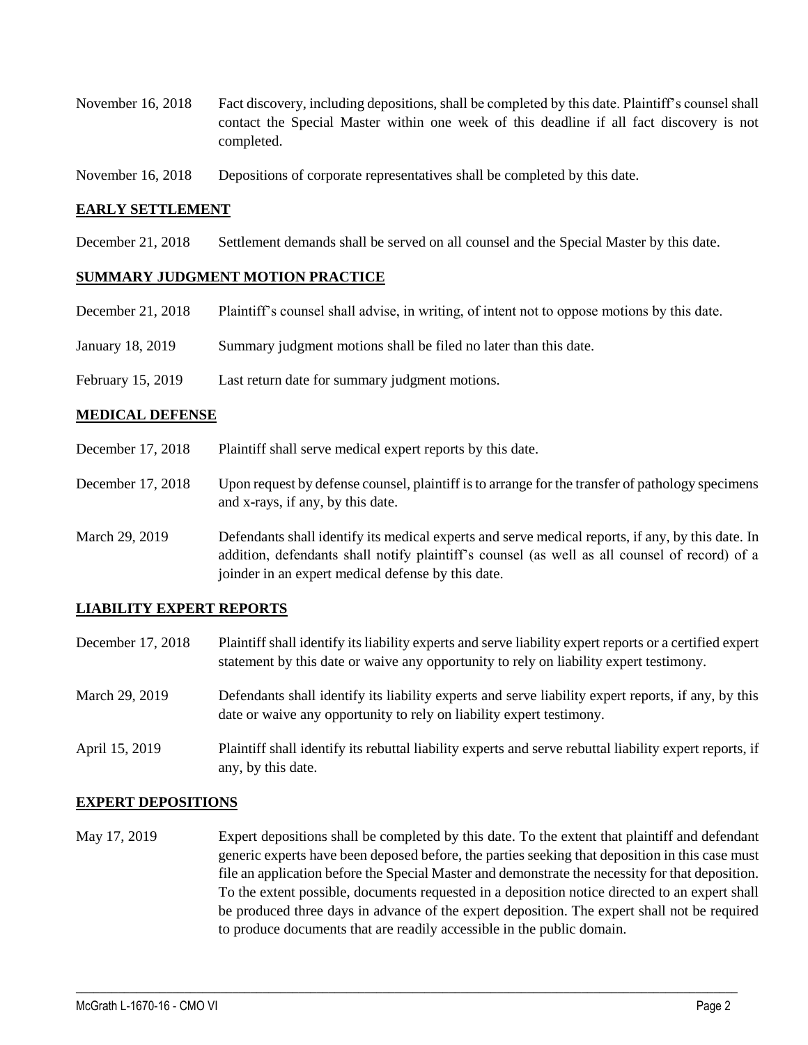November 16, 2018 Fact discovery, including depositions, shall be completed by this date. Plaintiff's counsel shall contact the Special Master within one week of this deadline if all fact discovery is not completed.

November 16, 2018 Depositions of corporate representatives shall be completed by this date.

## EARLY SETTLEMENT

December 21, 2018 Settlement demands shall be served on all counsel and the Special Master by this date.

## SUMMARY JUDGMENT MOTION PRACTICE

December 21, 2018 Plaintiff's counsel shall advise, in writing, of intent not to oppose motions by this date.

January 18, 2019 Summary judgment motions shall be filed no later than this date.

February 15, 2019 Last return date for summary judgment motions.

## MEDICAL DEFENSE

December 17, 2018 Plaintiff shall serve medical expert reports by this date.

December 17, 2018 Upon request by defense counsel, plaintiff is to arrange for the transfer of pathology specimens and x-rays, if any, by this date.

March 29, 2019 Defendants shall identify its medical experts and serve medical reports, if any, by this date. In addition, defendants shall notify plaintiff's counsel (as well as all counsel of record) of a joinder in an expert medical defense by this date.

## LIABILITY EXPERT REPORTS

December 17, 2018 Plaintiff shall identify its liability experts and serve liability expert reports or a certified expert statement by this date or waive any opportunity to rely on liability expert testimony.

March 29, 2019 Defendants shall identify its liability experts and serve liability expert reports, if any, by this date or waive any opportunity to rely on liability expert testimony.

April 15, 2019 Plaintiff shall identify its rebuttal liability experts and serve rebuttal liability expert reports, if any, by this date.

## EXPERT DEPOSITIONS

May 17, 2019 Expert depositions shall be completed by this date. To the extent that plaintiff and defendant generic experts have been deposed before, the parties seeking that deposition in this case must file an application before the Special Master and demonstrate the necessity for that deposition. To the extent possible, documents requested in a deposition notice directed to an expert shall be produced three days in advance of the expert deposition. The expert shall not be required to produce documents that are readily accessible in the public domain.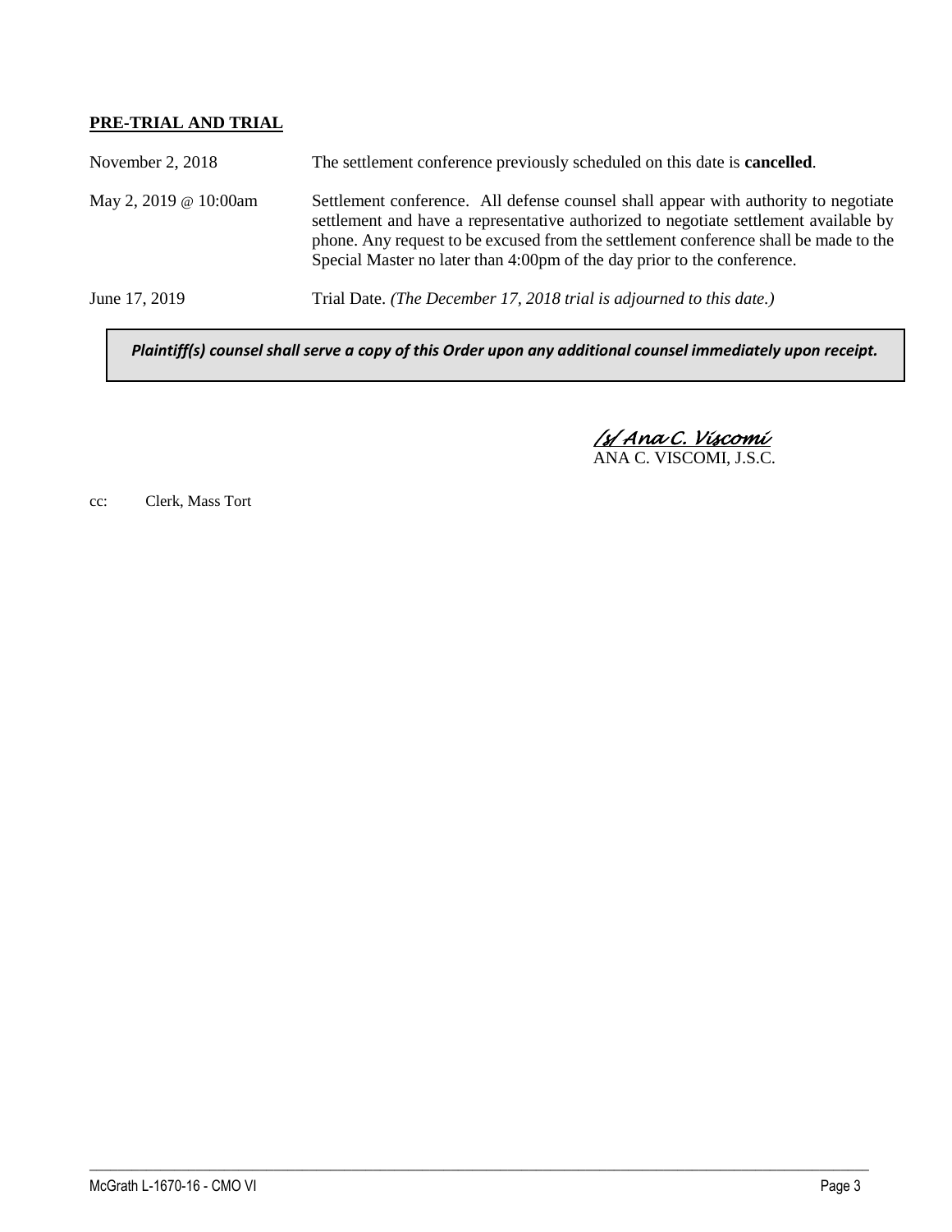**PRE-TRIAL AND TRIAL**

| | |
|---|---|
| November 2, 2018 | The settlement conference previously scheduled on this date is **cancelled**. |
| May 2, 2019 @ 10:00am | Settlement conference. All defense counsel shall appear with authority to negotiate settlement and have a representative authorized to negotiate settlement available by phone. Any request to be excused from the settlement conference shall be made to the Special Master no later than 4:00pm of the day prior to the conference. |
| June 17, 2019 | Trial Date. *(The December 17, 2018 trial is adjourned to this date.)* |

***Plaintiff(s) counsel shall serve a copy of this Order upon any additional counsel immediately upon receipt.***

*/s/ Ana C. Viscomi*
ANA C. VISCOMI, J.S.C.

cc: Clerk, Mass Tort